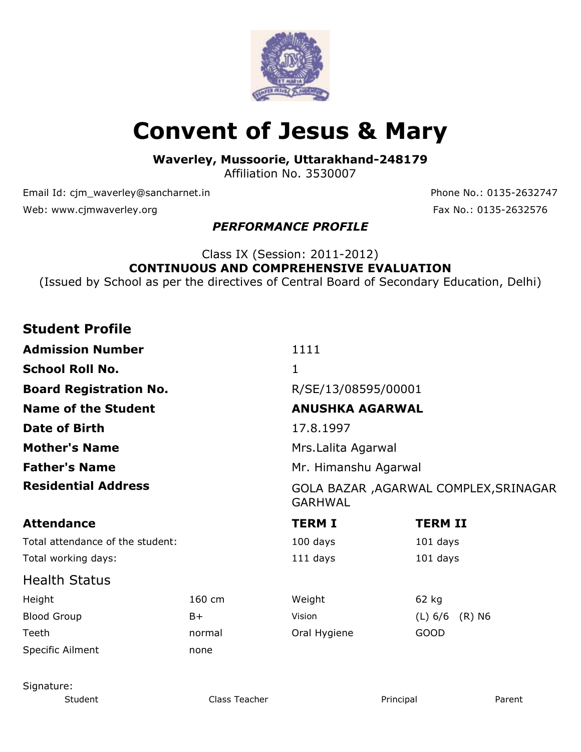# Convent of Jesus & Mary

**Waverley, Mussoorie, Uttarakhand-248179**
Affiliation No. 3530007

Email Id: cjm_waverley@sancharnet.in — Phone No.: 0135-2632747
Web: www.cjmwaverley.org — Fax No.: 0135-2632576

***PERFORMANCE PROFILE***

Class IX (Session: 2011-2012)
**CONTINUOUS AND COMPREHENSIVE EVALUATION**
(Issued by School as per the directives of Central Board of Secondary Education, Delhi)

## Student Profile

| | |
|---|---|
| **Admission Number** | 1111 |
| **School Roll No.** | 1 |
| **Board Registration No.** | R/SE/13/08595/00001 |
| **Name of the Student** | **ANUSHKA AGARWAL** |
| **Date of Birth** | 17.8.1997 |
| **Mother's Name** | Mrs.Lalita Agarwal |
| **Father's Name** | Mr. Himanshu Agarwal |
| **Residential Address** | GOLA BAZAR ,AGARWAL COMPLEX,SRINAGAR GARHWAL |

| **Attendance** | **TERM I** | **TERM II** |
|---|---|---|
| Total attendance of the student: | 100 days | 101 days |
| Total working days: | 111 days | 101 days |

## Health Status

| | | | |
|---|---|---|---|
| Height | 160 cm | Weight | 62 kg |
| Blood Group | B+ | Vision | (L) 6/6 (R) N6 |
| Teeth | normal | Oral Hygiene | GOOD |
| Specific Ailment | none | | |

Signature:

| Student | Class Teacher | Principal | Parent |
|---|---|---|---|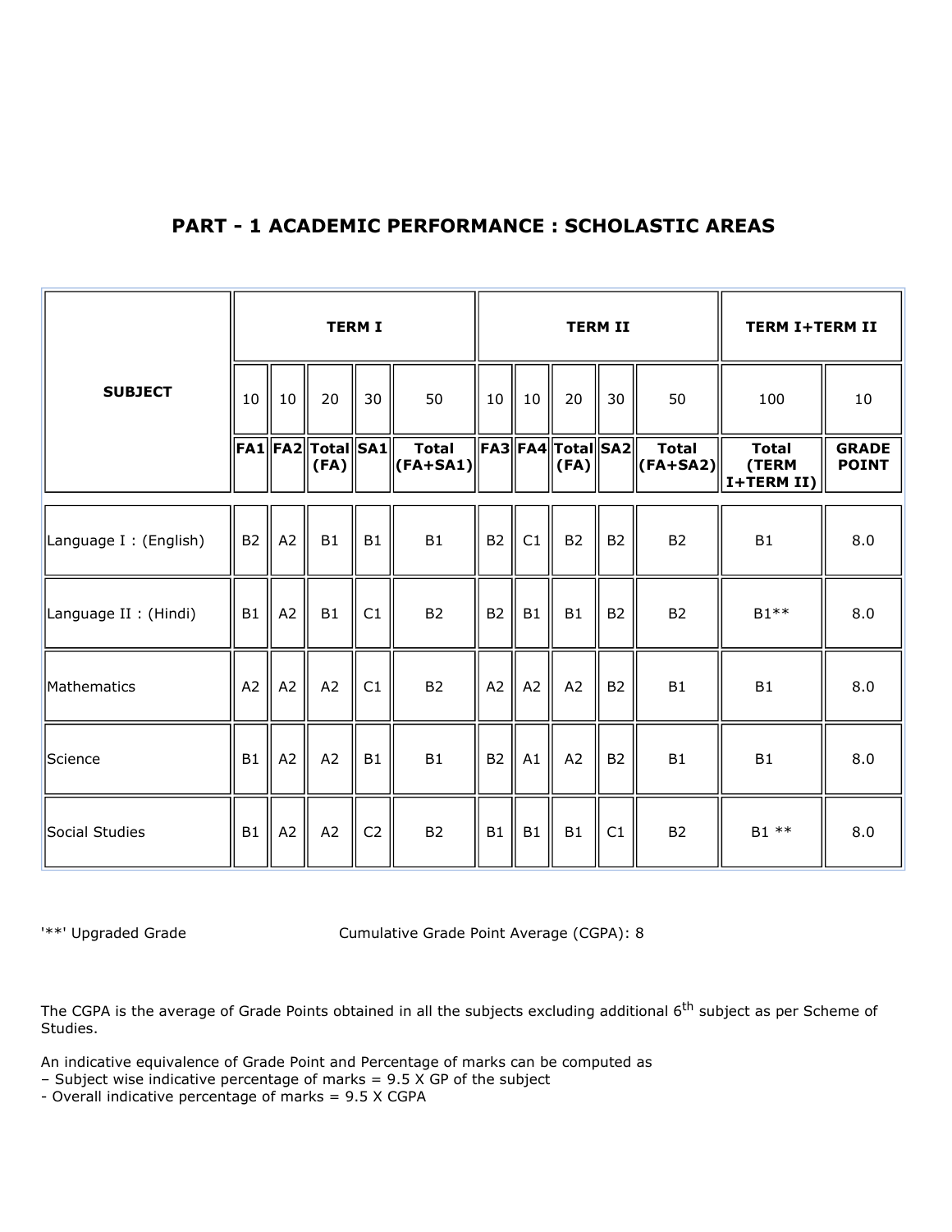## PART - 1 ACADEMIC PERFORMANCE : SCHOLASTIC AREAS

| SUBJECT | TERM I | | | | | TERM II | | | | | TERM I+TERM II | |
|---|---|---|---|---|---|---|---|---|---|---|---|---|
| | 10 | 10 | 20 | 30 | 50 | 10 | 10 | 20 | 30 | 50 | 100 | 10 |
| | **FA1** | **FA2** | **Total (FA)** | **SA1** | **Total (FA+SA1)** | **FA3** | **FA4** | **Total (FA)** | **SA2** | **Total (FA+SA2)** | **Total (TERM I+TERM II)** | **GRADE POINT** |
| Language I : (English) | B2 | A2 | B1 | B1 | B1 | B2 | C1 | B2 | B2 | B2 | B1 | 8.0 |
| Language II : (Hindi) | B1 | A2 | B1 | C1 | B2 | B2 | B1 | B1 | B2 | B2 | B1** | 8.0 |
| Mathematics | A2 | A2 | A2 | C1 | B2 | A2 | A2 | A2 | B2 | B1 | B1 | 8.0 |
| Science | B1 | A2 | A2 | B1 | B1 | B2 | A1 | A2 | B2 | B1 | B1 | 8.0 |
| Social Studies | B1 | A2 | A2 | C2 | B2 | B1 | B1 | B1 | C1 | B2 | B1 ** | 8.0 |

'**' Upgraded Grade Cumulative Grade Point Average (CGPA): 8

The CGPA is the average of Grade Points obtained in all the subjects excluding additional 6th subject as per Scheme of Studies.

An indicative equivalence of Grade Point and Percentage of marks can be computed as
– Subject wise indicative percentage of marks = 9.5 X GP of the subject
- Overall indicative percentage of marks = 9.5 X CGPA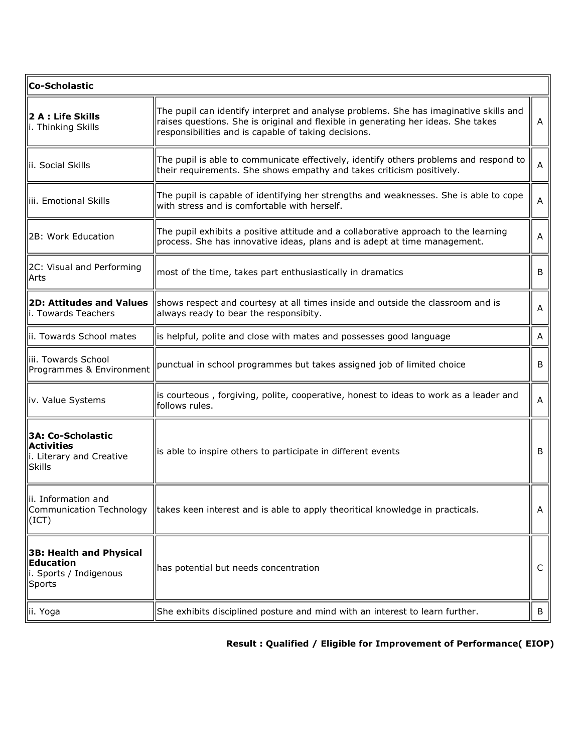| Co-Scholastic | | |
|---|---|---|
| **2 A : Life Skills** i. Thinking Skills | The pupil can identify interpret and analyse problems. She has imaginative skills and raises questions. She is original and flexible in generating her ideas. She takes responsibilities and is capable of taking decisions. | A |
| ii. Social Skills | The pupil is able to communicate effectively, identify others problems and respond to their requirements. She shows empathy and takes criticism positively. | A |
| iii. Emotional Skills | The pupil is capable of identifying her strengths and weaknesses. She is able to cope with stress and is comfortable with herself. | A |
| 2B: Work Education | The pupil exhibits a positive attitude and a collaborative approach to the learning process. She has innovative ideas, plans and is adept at time management. | A |
| 2C: Visual and Performing Arts | most of the time, takes part enthusiastically in dramatics | B |
| **2D: Attitudes and Values** i. Towards Teachers | shows respect and courtesy at all times inside and outside the classroom and is always ready to bear the responsibity. | A |
| ii. Towards School mates | is helpful, polite and close with mates and possesses good language | A |
| iii. Towards School Programmes & Environment | punctual in school programmes but takes assigned job of limited choice | B |
| iv. Value Systems | is courteous , forgiving, polite, cooperative, honest to ideas to work as a leader and follows rules. | A |
| **3A: Co-Scholastic Activities** i. Literary and Creative Skills | is able to inspire others to participate in different events | B |
| ii. Information and Communication Technology (ICT) | takes keen interest and is able to apply theoritical knowledge in practicals. | A |
| **3B: Health and Physical Education** i. Sports / Indigenous Sports | has potential but needs concentration | C |
| ii. Yoga | She exhibits disciplined posture and mind with an interest to learn further. | B |

**Result : Qualified / Eligible for Improvement of Performance( EIOP)**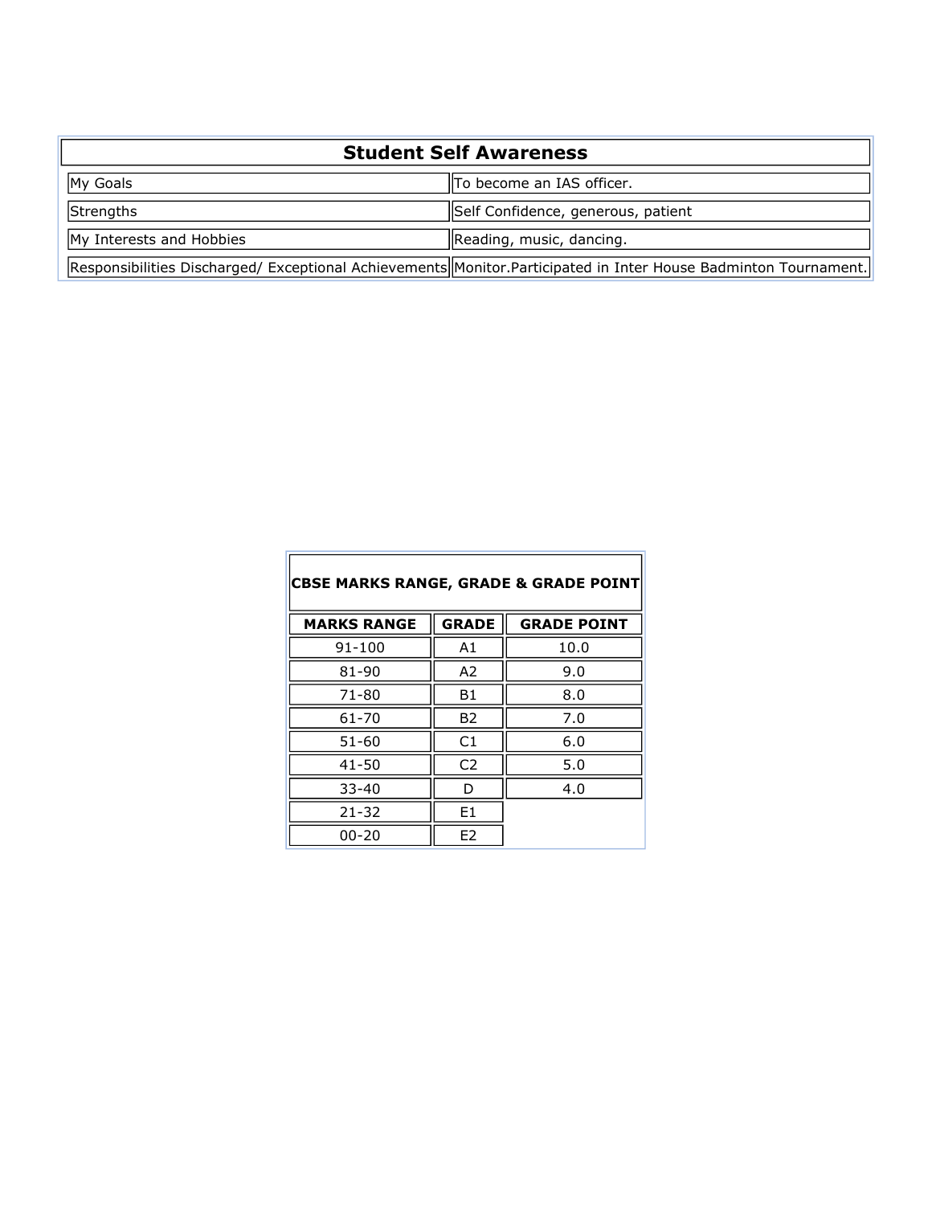| Student Self Awareness | |
|---|---|
| My Goals | To become an IAS officer. |
| Strengths | Self Confidence, generous, patient |
| My Interests and Hobbies | Reading, music, dancing. |
| Responsibilities Discharged/ Exceptional Achievements | Monitor.Participated in Inter House Badminton Tournament. |

| CBSE MARKS RANGE, GRADE & GRADE POINT | | |
|---|---|---|
| **MARKS RANGE** | **GRADE** | **GRADE POINT** |
| 91-100 | A1 | 10.0 |
| 81-90 | A2 | 9.0 |
| 71-80 | B1 | 8.0 |
| 61-70 | B2 | 7.0 |
| 51-60 | C1 | 6.0 |
| 41-50 | C2 | 5.0 |
| 33-40 | D | 4.0 |
| 21-32 | E1 | |
| 00-20 | E2 | |